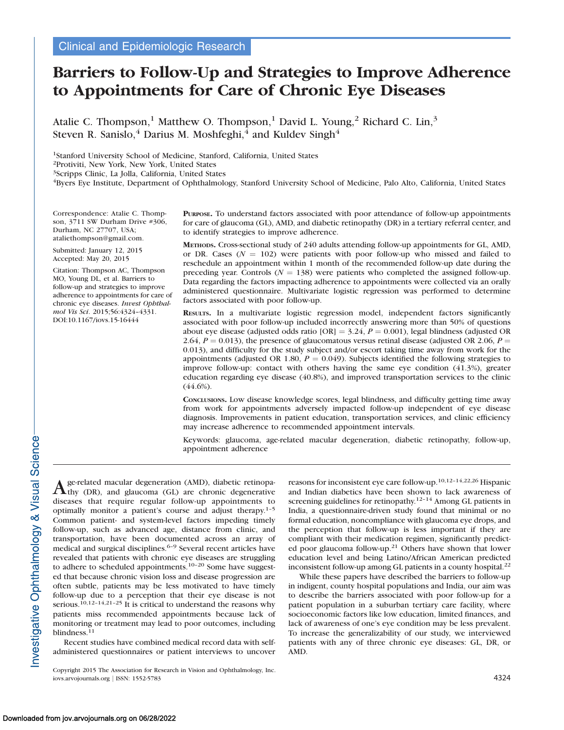Clinical and Epidemiologic Research

# Barriers to Follow-Up and Strategies to Improve Adherence to Appointments for Care of Chronic Eye Diseases

Atalie C. Thompson,[1] Matthew O. Thompson,[1] David L. Young,[2] Richard C. Lin,[3] Steven R. Sanislo,[4] Darius M. Moshfeghi,[4] and Kuldev Singh[4]

[1]Stanford University School of Medicine, Stanford, California, United States
[2]Protiviti, New York, New York, United States
[3]Scripps Clinic, La Jolla, California, United States
[4]Byers Eye Institute, Department of Ophthalmology, Stanford University School of Medicine, Palo Alto, California, United States

Correspondence: Atalie C. Thompson, 3711 SW Durham Drive #306, Durham, NC 27707, USA; ataliethompson@gmail.com.

Submitted: January 12, 2015
Accepted: May 20, 2015

Citation: Thompson AC, Thompson MO, Young DL, et al. Barriers to follow-up and strategies to improve adherence to appointments for care of chronic eye diseases. *Invest Ophthalmol Vis Sci*. 2015;56:4324–4331. DOI:10.1167/iovs.15-16444

**Purpose.** To understand factors associated with poor attendance of follow-up appointments for care of glaucoma (GL), AMD, and diabetic retinopathy (DR) in a tertiary referral center, and to identify strategies to improve adherence.

**Methods.** Cross-sectional study of 240 adults attending follow-up appointments for GL, AMD, or DR. Cases ($N = 102$) were patients with poor follow-up who missed and failed to reschedule an appointment within 1 month of the recommended follow-up date during the preceding year. Controls ($N = 138$) were patients who completed the assigned follow-up. Data regarding the factors impacting adherence to appointments were collected via an orally administered questionnaire. Multivariate logistic regression was performed to determine factors associated with poor follow-up.

**Results.** In a multivariate logistic regression model, independent factors significantly associated with poor follow-up included incorrectly answering more than 50% of questions about eye disease (adjusted odds ratio [OR] = 3.24, $P = 0.001$), legal blindness (adjusted OR 2.64, $P = 0.013$), the presence of glaucomatous versus retinal disease (adjusted OR 2.06, $P = 0.013$), and difficulty for the study subject and/or escort taking time away from work for the appointments (adjusted OR 1.80, $P = 0.049$). Subjects identified the following strategies to improve follow-up: contact with others having the same eye condition (41.3%), greater education regarding eye disease (40.8%), and improved transportation services to the clinic (44.6%).

**Conclusions.** Low disease knowledge scores, legal blindness, and difficulty getting time away from work for appointments adversely impacted follow-up independent of eye disease diagnosis. Improvements in patient education, transportation services, and clinic efficiency may increase adherence to recommended appointment intervals.

Keywords: glaucoma, age-related macular degeneration, diabetic retinopathy, follow-up, appointment adherence

Age-related macular degeneration (AMD), diabetic retinopathy (DR), and glaucoma (GL) are chronic degenerative diseases that require regular follow-up appointments to optimally monitor a patient's course and adjust therapy.[1–5] Common patient- and system-level factors impeding timely follow-up, such as advanced age, distance from clinic, and transportation, have been documented across an array of medical and surgical disciplines.[6–9] Several recent articles have revealed that patients with chronic eye diseases are struggling to adhere to scheduled appointments.[10–20] Some have suggested that because chronic vision loss and disease progression are often subtle, patients may be less motivated to have timely follow-up due to a perception that their eye disease is not serious.[10,12–14,21–25] It is critical to understand the reasons why patients miss recommended appointments because lack of monitoring or treatment may lead to poor outcomes, including blindness.[11]

Recent studies have combined medical record data with self-administered questionnaires or patient interviews to uncover reasons for inconsistent eye care follow-up.[10,12–14,22,26] Hispanic and Indian diabetics have been shown to lack awareness of screening guidelines for retinopathy.[12–14] Among GL patients in India, a questionnaire-driven study found that minimal or no formal education, noncompliance with glaucoma eye drops, and the perception that follow-up is less important if they are compliant with their medication regimen, significantly predicted poor glaucoma follow-up.[21] Others have shown that lower education level and being Latino/African American predicted inconsistent follow-up among GL patients in a county hospital.[22]

While these papers have described the barriers to follow-up in indigent, county hospital populations and India, our aim was to describe the barriers associated with poor follow-up for a patient population in a suburban tertiary care facility, where socioeconomic factors like low education, limited finances, and lack of awareness of one's eye condition may be less prevalent. To increase the generalizability of our study, we interviewed patients with any of three chronic eye diseases: GL, DR, or AMD.

Copyright 2015 The Association for Research in Vision and Ophthalmology, Inc.
iovs.arvojournals.org | ISSN: 1552-5783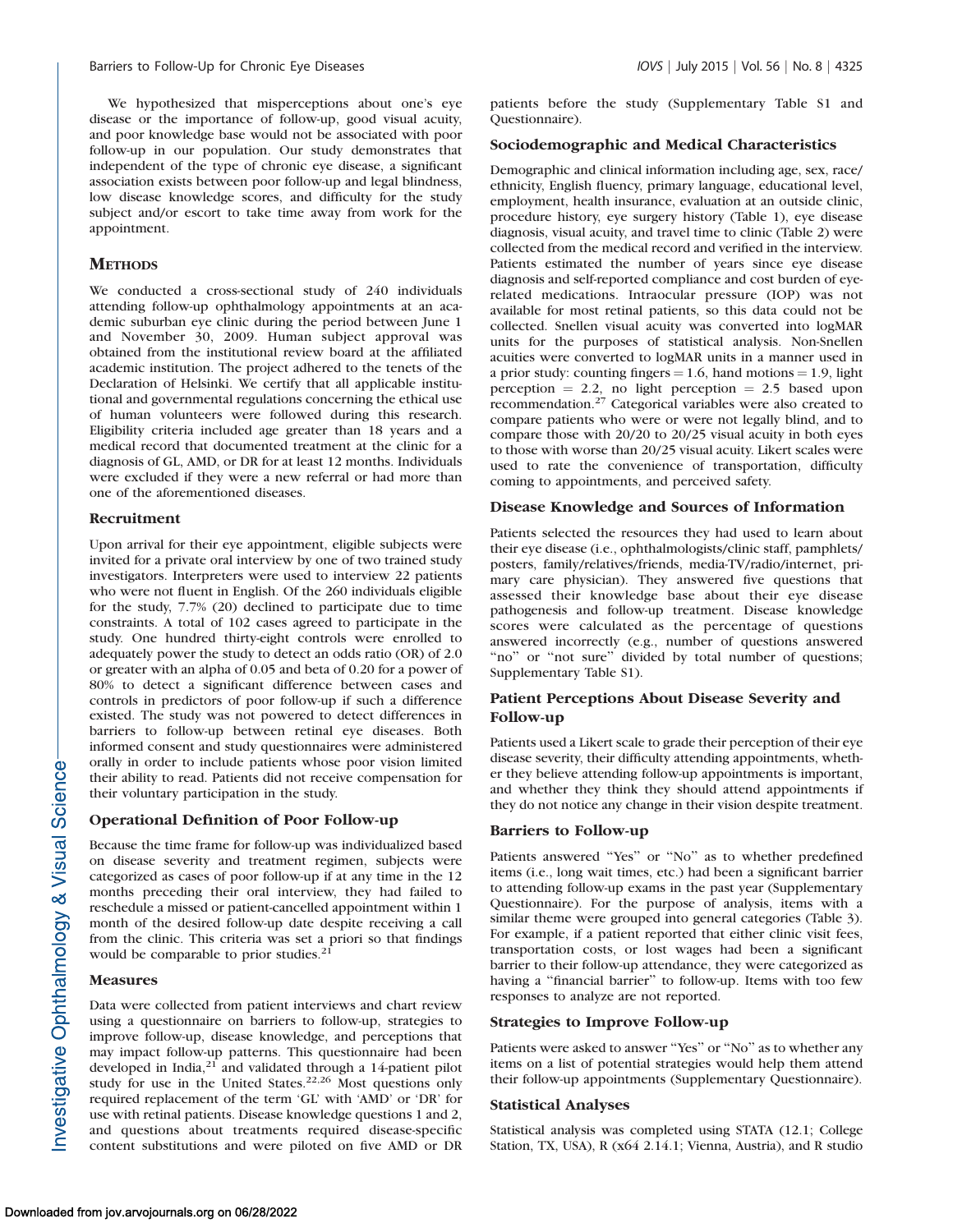We hypothesized that misperceptions about one's eye disease or the importance of follow-up, good visual acuity, and poor knowledge base would not be associated with poor follow-up in our population. Our study demonstrates that independent of the type of chronic eye disease, a significant association exists between poor follow-up and legal blindness, low disease knowledge scores, and difficulty for the study subject and/or escort to take time away from work for the appointment.

## METHODS

We conducted a cross-sectional study of 240 individuals attending follow-up ophthalmology appointments at an academic suburban eye clinic during the period between June 1 and November 30, 2009. Human subject approval was obtained from the institutional review board at the affiliated academic institution. The project adhered to the tenets of the Declaration of Helsinki. We certify that all applicable institutional and governmental regulations concerning the ethical use of human volunteers were followed during this research. Eligibility criteria included age greater than 18 years and a medical record that documented treatment at the clinic for a diagnosis of GL, AMD, or DR for at least 12 months. Individuals were excluded if they were a new referral or had more than one of the aforementioned diseases.

### Recruitment

Upon arrival for their eye appointment, eligible subjects were invited for a private oral interview by one of two trained study investigators. Interpreters were used to interview 22 patients who were not fluent in English. Of the 260 individuals eligible for the study, 7.7% (20) declined to participate due to time constraints. A total of 102 cases agreed to participate in the study. One hundred thirty-eight controls were enrolled to adequately power the study to detect an odds ratio (OR) of 2.0 or greater with an alpha of 0.05 and beta of 0.20 for a power of 80% to detect a significant difference between cases and controls in predictors of poor follow-up if such a difference existed. The study was not powered to detect differences in barriers to follow-up between retinal eye diseases. Both informed consent and study questionnaires were administered orally in order to include patients whose poor vision limited their ability to read. Patients did not receive compensation for their voluntary participation in the study.

### Operational Definition of Poor Follow-up

Because the time frame for follow-up was individualized based on disease severity and treatment regimen, subjects were categorized as cases of poor follow-up if at any time in the 12 months preceding their oral interview, they had failed to reschedule a missed or patient-cancelled appointment within 1 month of the desired follow-up date despite receiving a call from the clinic. This criteria was set a priori so that findings would be comparable to prior studies.[21]

### Measures

Data were collected from patient interviews and chart review using a questionnaire on barriers to follow-up, strategies to improve follow-up, disease knowledge, and perceptions that may impact follow-up patterns. This questionnaire had been developed in India,[21] and validated through a 14-patient pilot study for use in the United States.[22,26] Most questions only required replacement of the term 'GL' with 'AMD' or 'DR' for use with retinal patients. Disease knowledge questions 1 and 2, and questions about treatments required disease-specific content substitutions and were piloted on five AMD or DR patients before the study (Supplementary Table S1 and Questionnaire).

### Sociodemographic and Medical Characteristics

Demographic and clinical information including age, sex, race/ethnicity, English fluency, primary language, educational level, employment, health insurance, evaluation at an outside clinic, procedure history, eye surgery history (Table 1), eye disease diagnosis, visual acuity, and travel time to clinic (Table 2) were collected from the medical record and verified in the interview. Patients estimated the number of years since eye disease diagnosis and self-reported compliance and cost burden of eye-related medications. Intraocular pressure (IOP) was not available for most retinal patients, so this data could not be collected. Snellen visual acuity was converted into logMAR units for the purposes of statistical analysis. Non-Snellen acuities were converted to logMAR units in a manner used in a prior study: counting fingers = 1.6, hand motions = 1.9, light perception = 2.2, no light perception = 2.5 based upon recommendation.[27] Categorical variables were also created to compare patients who were or were not legally blind, and to compare those with 20/20 to 20/25 visual acuity in both eyes to those with worse than 20/25 visual acuity. Likert scales were used to rate the convenience of transportation, difficulty coming to appointments, and perceived safety.

### Disease Knowledge and Sources of Information

Patients selected the resources they had used to learn about their eye disease (i.e., ophthalmologists/clinic staff, pamphlets/posters, family/relatives/friends, media-TV/radio/internet, primary care physician). They answered five questions that assessed their knowledge base about their eye disease pathogenesis and follow-up treatment. Disease knowledge scores were calculated as the percentage of questions answered incorrectly (e.g., number of questions answered "no" or "not sure" divided by total number of questions; Supplementary Table S1).

### Patient Perceptions About Disease Severity and Follow-up

Patients used a Likert scale to grade their perception of their eye disease severity, their difficulty attending appointments, whether they believe attending follow-up appointments is important, and whether they think they should attend appointments if they do not notice any change in their vision despite treatment.

### Barriers to Follow-up

Patients answered "Yes" or "No" as to whether predefined items (i.e., long wait times, etc.) had been a significant barrier to attending follow-up exams in the past year (Supplementary Questionnaire). For the purpose of analysis, items with a similar theme were grouped into general categories (Table 3). For example, if a patient reported that either clinic visit fees, transportation costs, or lost wages had been a significant barrier to their follow-up attendance, they were categorized as having a "financial barrier" to follow-up. Items with too few responses to analyze are not reported.

### Strategies to Improve Follow-up

Patients were asked to answer "Yes" or "No" as to whether any items on a list of potential strategies would help them attend their follow-up appointments (Supplementary Questionnaire).

### Statistical Analyses

Statistical analysis was completed using STATA (12.1; College Station, TX, USA), R (x64 2.14.1; Vienna, Austria), and R studio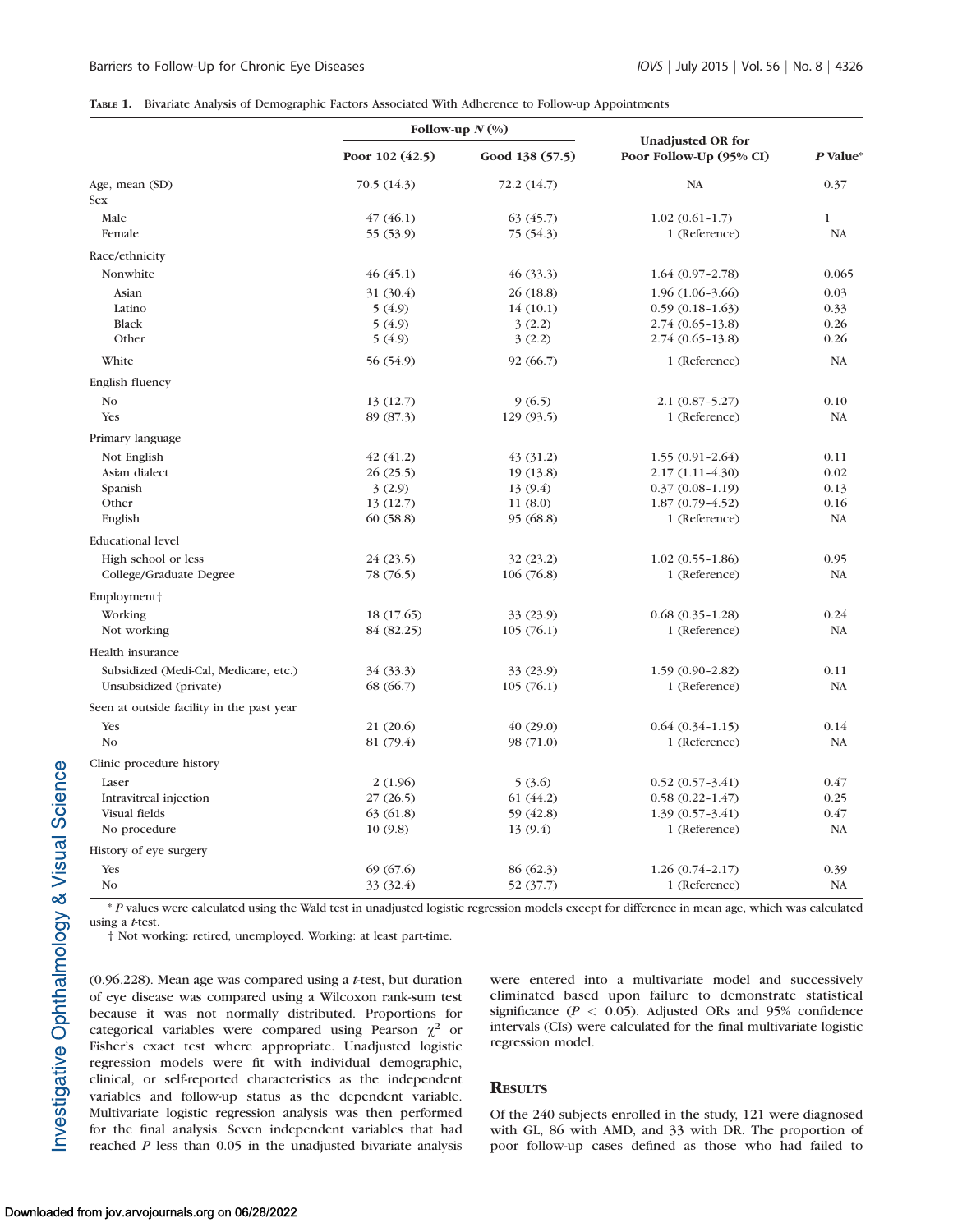**Table 1.** Bivariate Analysis of Demographic Factors Associated With Adherence to Follow-up Appointments

| | Follow-up $N$ (%) | | Unadjusted OR for Poor Follow-Up (95% CI) | $P$ Value* |
|---|---|---|---|---|
| | Poor 102 (42.5) | Good 138 (57.5) | | |
| Age, mean (SD) | 70.5 (14.3) | 72.2 (14.7) | NA | 0.37 |
| Sex | | | | |
| Male | 47 (46.1) | 63 (45.7) | 1.02 (0.61–1.7) | 1 |
| Female | 55 (53.9) | 75 (54.3) | 1 (Reference) | NA |
| Race/ethnicity | | | | |
| Nonwhite | 46 (45.1) | 46 (33.3) | 1.64 (0.97–2.78) | 0.065 |
| Asian | 31 (30.4) | 26 (18.8) | 1.96 (1.06–3.66) | 0.03 |
| Latino | 5 (4.9) | 14 (10.1) | 0.59 (0.18–1.63) | 0.33 |
| Black | 5 (4.9) | 3 (2.2) | 2.74 (0.65–13.8) | 0.26 |
| Other | 5 (4.9) | 3 (2.2) | 2.74 (0.65–13.8) | 0.26 |
| White | 56 (54.9) | 92 (66.7) | 1 (Reference) | NA |
| English fluency | | | | |
| No | 13 (12.7) | 9 (6.5) | 2.1 (0.87–5.27) | 0.10 |
| Yes | 89 (87.3) | 129 (93.5) | 1 (Reference) | NA |
| Primary language | | | | |
| Not English | 42 (41.2) | 43 (31.2) | 1.55 (0.91–2.64) | 0.11 |
| Asian dialect | 26 (25.5) | 19 (13.8) | 2.17 (1.11–4.30) | 0.02 |
| Spanish | 3 (2.9) | 13 (9.4) | 0.37 (0.08–1.19) | 0.13 |
| Other | 13 (12.7) | 11 (8.0) | 1.87 (0.79–4.52) | 0.16 |
| English | 60 (58.8) | 95 (68.8) | 1 (Reference) | NA |
| Educational level | | | | |
| High school or less | 24 (23.5) | 32 (23.2) | 1.02 (0.55–1.86) | 0.95 |
| College/Graduate Degree | 78 (76.5) | 106 (76.8) | 1 (Reference) | NA |
| Employment† | | | | |
| Working | 18 (17.65) | 33 (23.9) | 0.68 (0.35–1.28) | 0.24 |
| Not working | 84 (82.25) | 105 (76.1) | 1 (Reference) | NA |
| Health insurance | | | | |
| Subsidized (Medi-Cal, Medicare, etc.) | 34 (33.3) | 33 (23.9) | 1.59 (0.90–2.82) | 0.11 |
| Unsubsidized (private) | 68 (66.7) | 105 (76.1) | 1 (Reference) | NA |
| Seen at outside facility in the past year | | | | |
| Yes | 21 (20.6) | 40 (29.0) | 0.64 (0.34–1.15) | 0.14 |
| No | 81 (79.4) | 98 (71.0) | 1 (Reference) | NA |
| Clinic procedure history | | | | |
| Laser | 2 (1.96) | 5 (3.6) | 0.52 (0.57–3.41) | 0.47 |
| Intravitreal injection | 27 (26.5) | 61 (44.2) | 0.58 (0.22–1.47) | 0.25 |
| Visual fields | 63 (61.8) | 59 (42.8) | 1.39 (0.57–3.41) | 0.47 |
| No procedure | 10 (9.8) | 13 (9.4) | 1 (Reference) | NA |
| History of eye surgery | | | | |
| Yes | 69 (67.6) | 86 (62.3) | 1.26 (0.74–2.17) | 0.39 |
| No | 33 (32.4) | 52 (37.7) | 1 (Reference) | NA |

\* $P$ values were calculated using the Wald test in unadjusted logistic regression models except for difference in mean age, which was calculated using a $t$-test.

† Not working: retired, unemployed. Working: at least part-time.

(0.96.228). Mean age was compared using a $t$-test, but duration of eye disease was compared using a Wilcoxon rank-sum test because it was not normally distributed. Proportions for categorical variables were compared using Pearson $\chi^2$ or Fisher's exact test where appropriate. Unadjusted logistic regression models were fit with individual demographic, clinical, or self-reported characteristics as the independent variables and follow-up status as the dependent variable. Multivariate logistic regression analysis was then performed for the final analysis. Seven independent variables that had reached $P$ less than 0.05 in the unadjusted bivariate analysis were entered into a multivariate model and successively eliminated based upon failure to demonstrate statistical significance ($P < 0.05$). Adjusted ORs and 95% confidence intervals (CIs) were calculated for the final multivariate logistic regression model.

## Results

Of the 240 subjects enrolled in the study, 121 were diagnosed with GL, 86 with AMD, and 33 with DR. The proportion of poor follow-up cases defined as those who had failed to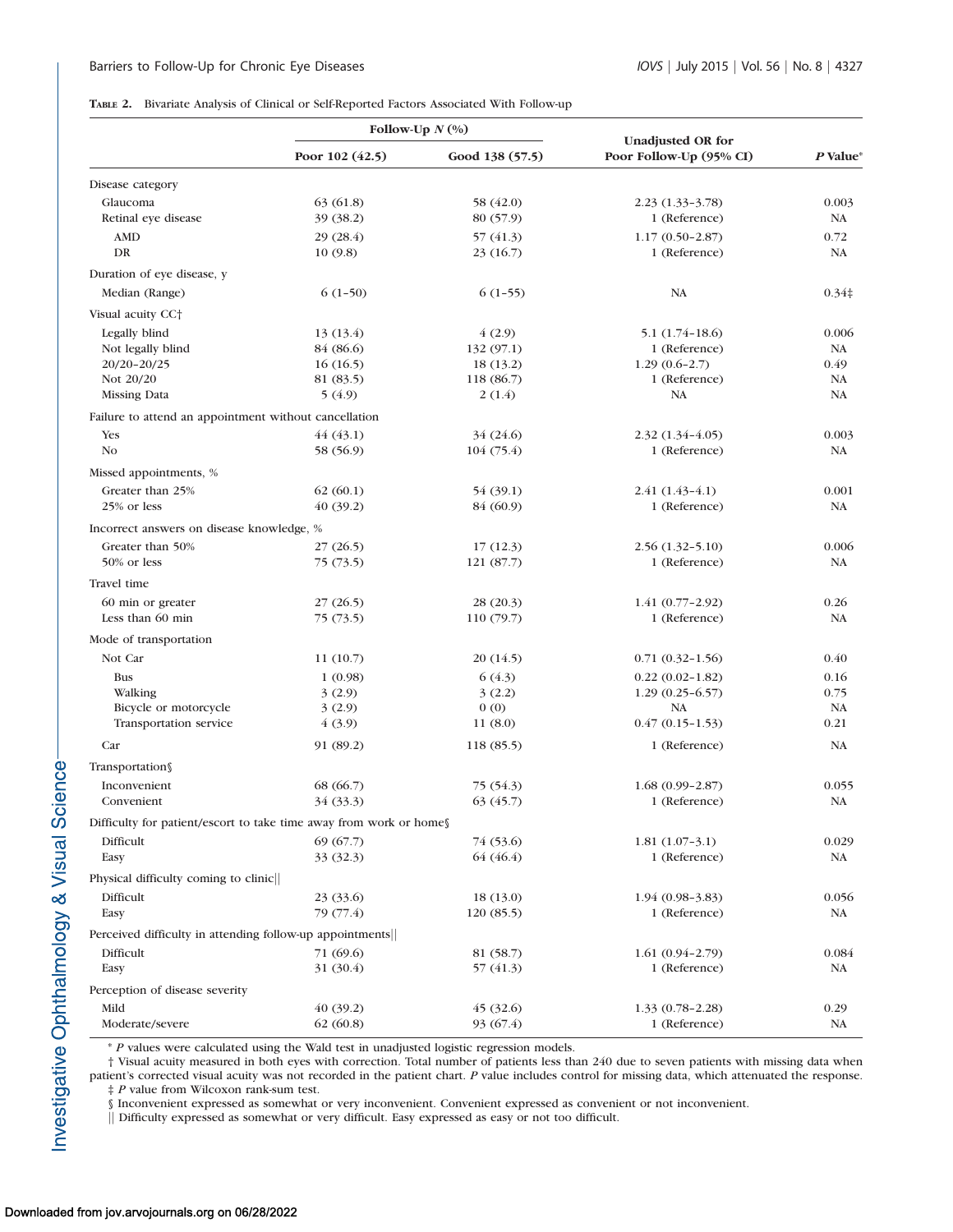**Table 2.** Bivariate Analysis of Clinical or Self-Reported Factors Associated With Follow-up

| | Follow-Up *N* (%) | | | |
|---|---|---|---|---|
| | Poor 102 (42.5) | Good 138 (57.5) | Unadjusted OR for Poor Follow-Up (95% CI) | *P* Value* |
| Disease category | | | | |
| Glaucoma | 63 (61.8) | 58 (42.0) | 2.23 (1.33–3.78) | 0.003 |
| Retinal eye disease | 39 (38.2) | 80 (57.9) | 1 (Reference) | NA |
| AMD | 29 (28.4) | 57 (41.3) | 1.17 (0.50–2.87) | 0.72 |
| DR | 10 (9.8) | 23 (16.7) | 1 (Reference) | NA |
| Duration of eye disease, y | | | | |
| Median (Range) | 6 (1–50) | 6 (1–55) | NA | 0.34‡ |
| Visual acuity CC† | | | | |
| Legally blind | 13 (13.4) | 4 (2.9) | 5.1 (1.74–18.6) | 0.006 |
| Not legally blind | 84 (86.6) | 132 (97.1) | 1 (Reference) | NA |
| 20/20–20/25 | 16 (16.5) | 18 (13.2) | 1.29 (0.6–2.7) | 0.49 |
| Not 20/20 | 81 (83.5) | 118 (86.7) | 1 (Reference) | NA |
| Missing Data | 5 (4.9) | 2 (1.4) | NA | NA |
| Failure to attend an appointment without cancellation | | | | |
| Yes | 44 (43.1) | 34 (24.6) | 2.32 (1.34–4.05) | 0.003 |
| No | 58 (56.9) | 104 (75.4) | 1 (Reference) | NA |
| Missed appointments, % | | | | |
| Greater than 25% | 62 (60.1) | 54 (39.1) | 2.41 (1.43–4.1) | 0.001 |
| 25% or less | 40 (39.2) | 84 (60.9) | 1 (Reference) | NA |
| Incorrect answers on disease knowledge, % | | | | |
| Greater than 50% | 27 (26.5) | 17 (12.3) | 2.56 (1.32–5.10) | 0.006 |
| 50% or less | 75 (73.5) | 121 (87.7) | 1 (Reference) | NA |
| Travel time | | | | |
| 60 min or greater | 27 (26.5) | 28 (20.3) | 1.41 (0.77–2.92) | 0.26 |
| Less than 60 min | 75 (73.5) | 110 (79.7) | 1 (Reference) | NA |
| Mode of transportation | | | | |
| Not Car | 11 (10.7) | 20 (14.5) | 0.71 (0.32–1.56) | 0.40 |
| Bus | 1 (0.98) | 6 (4.3) | 0.22 (0.02–1.82) | 0.16 |
| Walking | 3 (2.9) | 3 (2.2) | 1.29 (0.25–6.57) | 0.75 |
| Bicycle or motorcycle | 3 (2.9) | 0 (0) | NA | NA |
| Transportation service | 4 (3.9) | 11 (8.0) | 0.47 (0.15–1.53) | 0.21 |
| Car | 91 (89.2) | 118 (85.5) | 1 (Reference) | NA |
| Transportation§ | | | | |
| Inconvenient | 68 (66.7) | 75 (54.3) | 1.68 (0.99–2.87) | 0.055 |
| Convenient | 34 (33.3) | 63 (45.7) | 1 (Reference) | NA |
| Difficulty for patient/escort to take time away from work or home§ | | | | |
| Difficult | 69 (67.7) | 74 (53.6) | 1.81 (1.07–3.1) | 0.029 |
| Easy | 33 (32.3) | 64 (46.4) | 1 (Reference) | NA |
| Physical difficulty coming to clinic‖ | | | | |
| Difficult | 23 (33.6) | 18 (13.0) | 1.94 (0.98–3.83) | 0.056 |
| Easy | 79 (77.4) | 120 (85.5) | 1 (Reference) | NA |
| Perceived difficulty in attending follow-up appointments‖ | | | | |
| Difficult | 71 (69.6) | 81 (58.7) | 1.61 (0.94–2.79) | 0.084 |
| Easy | 31 (30.4) | 57 (41.3) | 1 (Reference) | NA |
| Perception of disease severity | | | | |
| Mild | 40 (39.2) | 45 (32.6) | 1.33 (0.78–2.28) | 0.29 |
| Moderate/severe | 62 (60.8) | 93 (67.4) | 1 (Reference) | NA |

\* *P* values were calculated using the Wald test in unadjusted logistic regression models.

† Visual acuity measured in both eyes with correction. Total number of patients less than 240 due to seven patients with missing data when patient's corrected visual acuity was not recorded in the patient chart. *P* value includes control for missing data, which attenuated the response.

‡ *P* value from Wilcoxon rank-sum test.

§ Inconvenient expressed as somewhat or very inconvenient. Convenient expressed as convenient or not inconvenient.

‖ Difficulty expressed as somewhat or very difficult. Easy expressed as easy or not too difficult.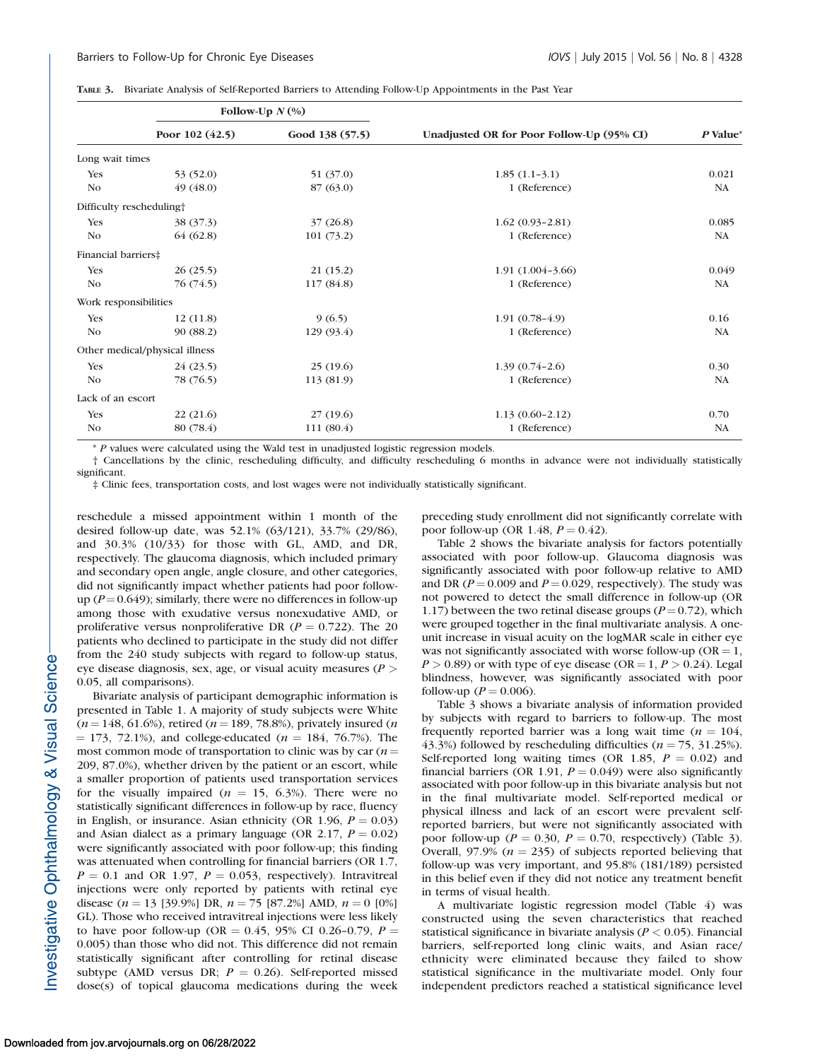**Table 3.** Bivariate Analysis of Self-Reported Barriers to Attending Follow-Up Appointments in the Past Year

| | Follow-Up N (%) | | | |
|---|---|---|---|---|
| | Poor 102 (42.5) | Good 138 (57.5) | Unadjusted OR for Poor Follow-Up (95% CI) | P Value* |
| Long wait times | | | | |
| Yes | 53 (52.0) | 51 (37.0) | 1.85 (1.1–3.1) | 0.021 |
| No | 49 (48.0) | 87 (63.0) | 1 (Reference) | NA |
| Difficulty rescheduling† | | | | |
| Yes | 38 (37.3) | 37 (26.8) | 1.62 (0.93–2.81) | 0.085 |
| No | 64 (62.8) | 101 (73.2) | 1 (Reference) | NA |
| Financial barriers‡ | | | | |
| Yes | 26 (25.5) | 21 (15.2) | 1.91 (1.004–3.66) | 0.049 |
| No | 76 (74.5) | 117 (84.8) | 1 (Reference) | NA |
| Work responsibilities | | | | |
| Yes | 12 (11.8) | 9 (6.5) | 1.91 (0.78–4.9) | 0.16 |
| No | 90 (88.2) | 129 (93.4) | 1 (Reference) | NA |
| Other medical/physical illness | | | | |
| Yes | 24 (23.5) | 25 (19.6) | 1.39 (0.74–2.6) | 0.30 |
| No | 78 (76.5) | 113 (81.9) | 1 (Reference) | NA |
| Lack of an escort | | | | |
| Yes | 22 (21.6) | 27 (19.6) | 1.13 (0.60–2.12) | 0.70 |
| No | 80 (78.4) | 111 (80.4) | 1 (Reference) | NA |

\* P values were calculated using the Wald test in unadjusted logistic regression models.

† Cancellations by the clinic, rescheduling difficulty, and difficulty rescheduling 6 months in advance were not individually statistically significant.

‡ Clinic fees, transportation costs, and lost wages were not individually statistically significant.

reschedule a missed appointment within 1 month of the desired follow-up date, was 52.1% (63/121), 33.7% (29/86), and 30.3% (10/33) for those with GL, AMD, and DR, respectively. The glaucoma diagnosis, which included primary and secondary open angle, angle closure, and other categories, did not significantly impact whether patients had poor follow-up ($P = 0.649$); similarly, there were no differences in follow-up among those with exudative versus nonexudative AMD, or proliferative versus nonproliferative DR ($P = 0.722$). The 20 patients who declined to participate in the study did not differ from the 240 study subjects with regard to follow-up status, eye disease diagnosis, sex, age, or visual acuity measures ($P > 0.05$, all comparisons).

Bivariate analysis of participant demographic information is presented in Table 1. A majority of study subjects were White ($n = 148$, 61.6%), retired ($n = 189$, 78.8%), privately insured ($n = 173$, 72.1%), and college-educated ($n = 184$, 76.7%). The most common mode of transportation to clinic was by car ($n = 209$, 87.0%), whether driven by the patient or an escort, while a smaller proportion of patients used transportation services for the visually impaired ($n = 15$, 6.3%). There were no statistically significant differences in follow-up by race, fluency in English, or insurance. Asian ethnicity (OR 1.96, $P = 0.03$) and Asian dialect as a primary language (OR 2.17, $P = 0.02$) were significantly associated with poor follow-up; this finding was attenuated when controlling for financial barriers (OR 1.7, $P = 0.1$ and OR 1.97, $P = 0.053$, respectively). Intravitreal injections were only reported by patients with retinal eye disease ($n = 13$ [39.9%] DR, $n = 75$ [87.2%] AMD, $n = 0$ [0%] GL). Those who received intravitreal injections were less likely to have poor follow-up (OR = 0.45, 95% CI 0.26–0.79, $P = 0.005$) than those who did not. This difference did not remain statistically significant after controlling for retinal disease subtype (AMD versus DR; $P = 0.26$). Self-reported missed dose(s) of topical glaucoma medications during the week preceding study enrollment did not significantly correlate with poor follow-up (OR 1.48, $P = 0.42$).

Table 2 shows the bivariate analysis for factors potentially associated with poor follow-up. Glaucoma diagnosis was significantly associated with poor follow-up relative to AMD and DR ($P = 0.009$ and $P = 0.029$, respectively). The study was not powered to detect the small difference in follow-up (OR 1.17) between the two retinal disease groups ($P = 0.72$), which were grouped together in the final multivariate analysis. A one-unit increase in visual acuity on the logMAR scale in either eye was not significantly associated with worse follow-up (OR = 1, $P > 0.89$) or with type of eye disease (OR = 1, $P > 0.24$). Legal blindness, however, was significantly associated with poor follow-up ($P = 0.006$).

Table 3 shows a bivariate analysis of information provided by subjects with regard to barriers to follow-up. The most frequently reported barrier was a long wait time ($n = 104$, 43.3%) followed by rescheduling difficulties ($n = 75$, 31.25%). Self-reported long waiting times (OR 1.85, $P = 0.02$) and financial barriers (OR 1.91, $P = 0.049$) were also significantly associated with poor follow-up in this bivariate analysis but not in the final multivariate model. Self-reported medical or physical illness and lack of an escort were prevalent self-reported barriers, but were not significantly associated with poor follow-up ($P = 0.30$, $P = 0.70$, respectively) (Table 3). Overall, 97.9% ($n = 235$) of subjects reported believing that follow-up was very important, and 95.8% (181/189) persisted in this belief even if they did not notice any treatment benefit in terms of visual health.

A multivariate logistic regression model (Table 4) was constructed using the seven characteristics that reached statistical significance in bivariate analysis ($P < 0.05$). Financial barriers, self-reported long clinic waits, and Asian race/ethnicity were eliminated because they failed to show statistical significance in the multivariate model. Only four independent predictors reached a statistical significance level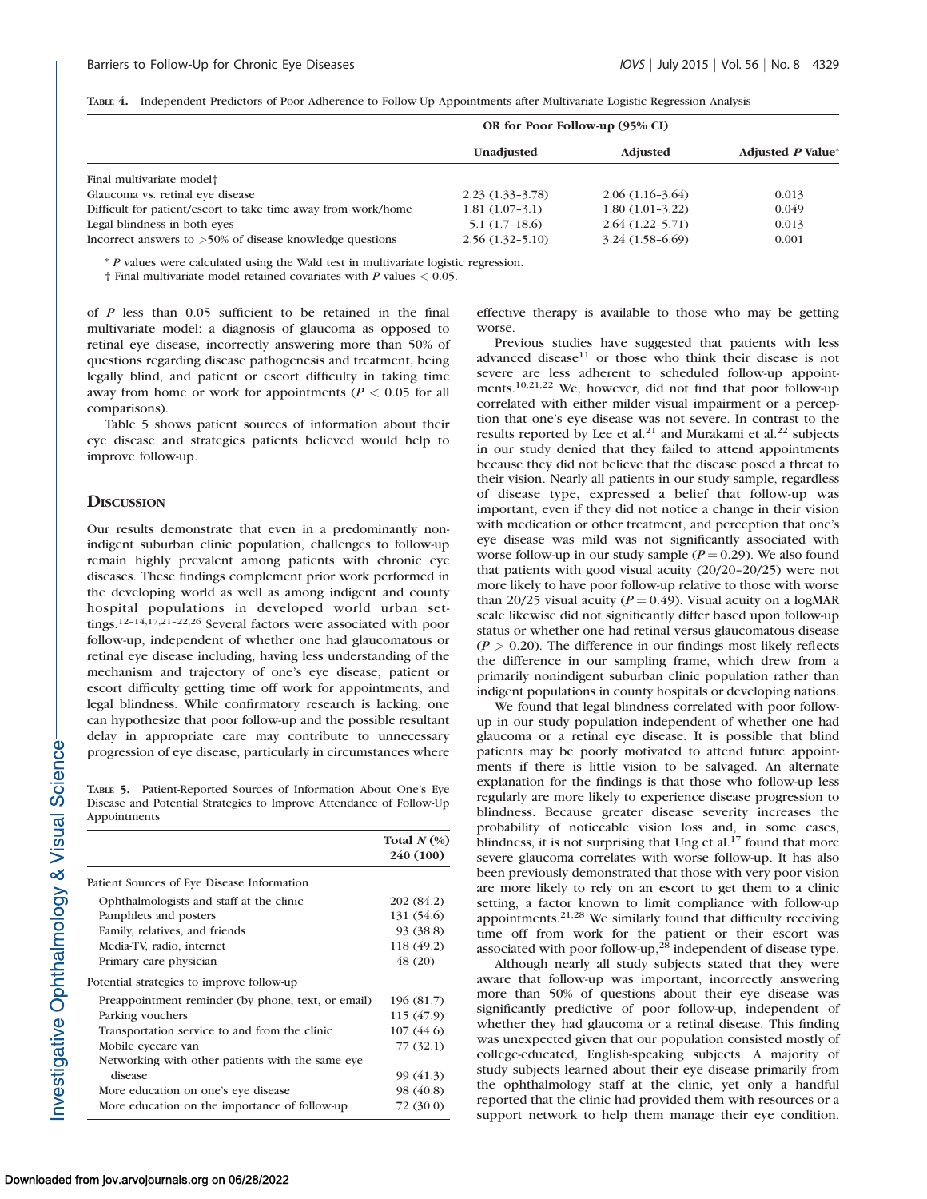**Table 4.** Independent Predictors of Poor Adherence to Follow-Up Appointments after Multivariate Logistic Regression Analysis

| | OR for Poor Follow-up (95% CI) | | |
|---|---|---|---|
| | Unadjusted | Adjusted | Adjusted *P* Value* |
| Final multivariate model† | | | |
| Glaucoma vs. retinal eye disease | 2.23 (1.33–3.78) | 2.06 (1.16–3.64) | 0.013 |
| Difficult for patient/escort to take time away from work/home | 1.81 (1.07–3.1) | 1.80 (1.01–3.22) | 0.049 |
| Legal blindness in both eyes | 5.1 (1.7–18.6) | 2.64 (1.22–5.71) | 0.013 |
| Incorrect answers to >50% of disease knowledge questions | 2.56 (1.32–5.10) | 3.24 (1.58–6.69) | 0.001 |

\* *P* values were calculated using the Wald test in multivariate logistic regression.

† Final multivariate model retained covariates with *P* values $< 0.05$.

of *P* less than 0.05 sufficient to be retained in the final multivariate model: a diagnosis of glaucoma as opposed to retinal eye disease, incorrectly answering more than 50% of questions regarding disease pathogenesis and treatment, being legally blind, and patient or escort difficulty in taking time away from home or work for appointments ($P < 0.05$ for all comparisons).

Table 5 shows patient sources of information about their eye disease and strategies patients believed would help to improve follow-up.

## Discussion

Our results demonstrate that even in a predominantly nonindigent suburban clinic population, challenges to follow-up remain highly prevalent among patients with chronic eye diseases. These findings complement prior work performed in the developing world as well as among indigent and county hospital populations in developed world urban settings.[12–14,17,21–22,26] Several factors were associated with poor follow-up, independent of whether one had glaucomatous or retinal eye disease including, having less understanding of the mechanism and trajectory of one's eye disease, patient or escort difficulty getting time off work for appointments, and legal blindness. While confirmatory research is lacking, one can hypothesize that poor follow-up and the possible resultant delay in appropriate care may contribute to unnecessary progression of eye disease, particularly in circumstances where effective therapy is available to those who may be getting worse.

Previous studies have suggested that patients with less advanced disease[11] or those who think their disease is not severe are less adherent to scheduled follow-up appointments.[10,21,22] We, however, did not find that poor follow-up correlated with either milder visual impairment or a perception that one's eye disease was not severe. In contrast to the results reported by Lee et al.[21] and Murakami et al.[22] subjects in our study denied that they failed to attend appointments because they did not believe that the disease posed a threat to their vision. Nearly all patients in our study sample, regardless of disease type, expressed a belief that follow-up was important, even if they did not notice a change in their vision with medication or other treatment, and perception that one's eye disease was mild was not significantly associated with worse follow-up in our study sample ($P = 0.29$). We also found that patients with good visual acuity (20/20–20/25) were not more likely to have poor follow-up relative to those with worse than 20/25 visual acuity ($P = 0.49$). Visual acuity on a logMAR scale likewise did not significantly differ based upon follow-up status or whether one had retinal versus glaucomatous disease ($P > 0.20$). The difference in our findings most likely reflects the difference in our sampling frame, which drew from a primarily nonindigent suburban clinic population rather than indigent populations in county hospitals or developing nations.

We found that legal blindness correlated with poor follow-up in our study population independent of whether one had glaucoma or a retinal eye disease. It is possible that blind patients may be poorly motivated to attend future appointments if there is little vision to be salvaged. An alternate explanation for the findings is that those who follow-up less regularly are more likely to experience disease progression to blindness. Because greater disease severity increases the probability of noticeable vision loss and, in some cases, blindness, it is not surprising that Ung et al.[17] found that more severe glaucoma correlates with worse follow-up. It has also been previously demonstrated that those with very poor vision are more likely to rely on an escort to get them to a clinic setting, a factor known to limit compliance with follow-up appointments.[21,28] We similarly found that difficulty receiving time off from work for the patient or their escort was associated with poor follow-up,[28] independent of disease type.

Although nearly all study subjects stated that they were aware that follow-up was important, incorrectly answering more than 50% of questions about their eye disease was significantly predictive of poor follow-up, independent of whether they had glaucoma or a retinal disease. This finding was unexpected given that our population consisted mostly of college-educated, English-speaking subjects. A majority of study subjects learned about their eye disease primarily from the ophthalmology staff at the clinic, yet only a handful reported that the clinic had provided them with resources or a support network to help them manage their eye condition.

**Table 5.** Patient-Reported Sources of Information About One's Eye Disease and Potential Strategies to Improve Attendance of Follow-Up Appointments

| | Total *N* (%) 240 (100) |
|---|---|
| Patient Sources of Eye Disease Information | |
| Ophthalmologists and staff at the clinic | 202 (84.2) |
| Pamphlets and posters | 131 (54.6) |
| Family, relatives, and friends | 93 (38.8) |
| Media-TV, radio, internet | 118 (49.2) |
| Primary care physician | 48 (20) |
| Potential strategies to improve follow-up | |
| Preappointment reminder (by phone, text, or email) | 196 (81.7) |
| Parking vouchers | 115 (47.9) |
| Transportation service to and from the clinic | 107 (44.6) |
| Mobile eyecare van | 77 (32.1) |
| Networking with other patients with the same eye disease | 99 (41.3) |
| More education on one's eye disease | 98 (40.8) |
| More education on the importance of follow-up | 72 (30.0) |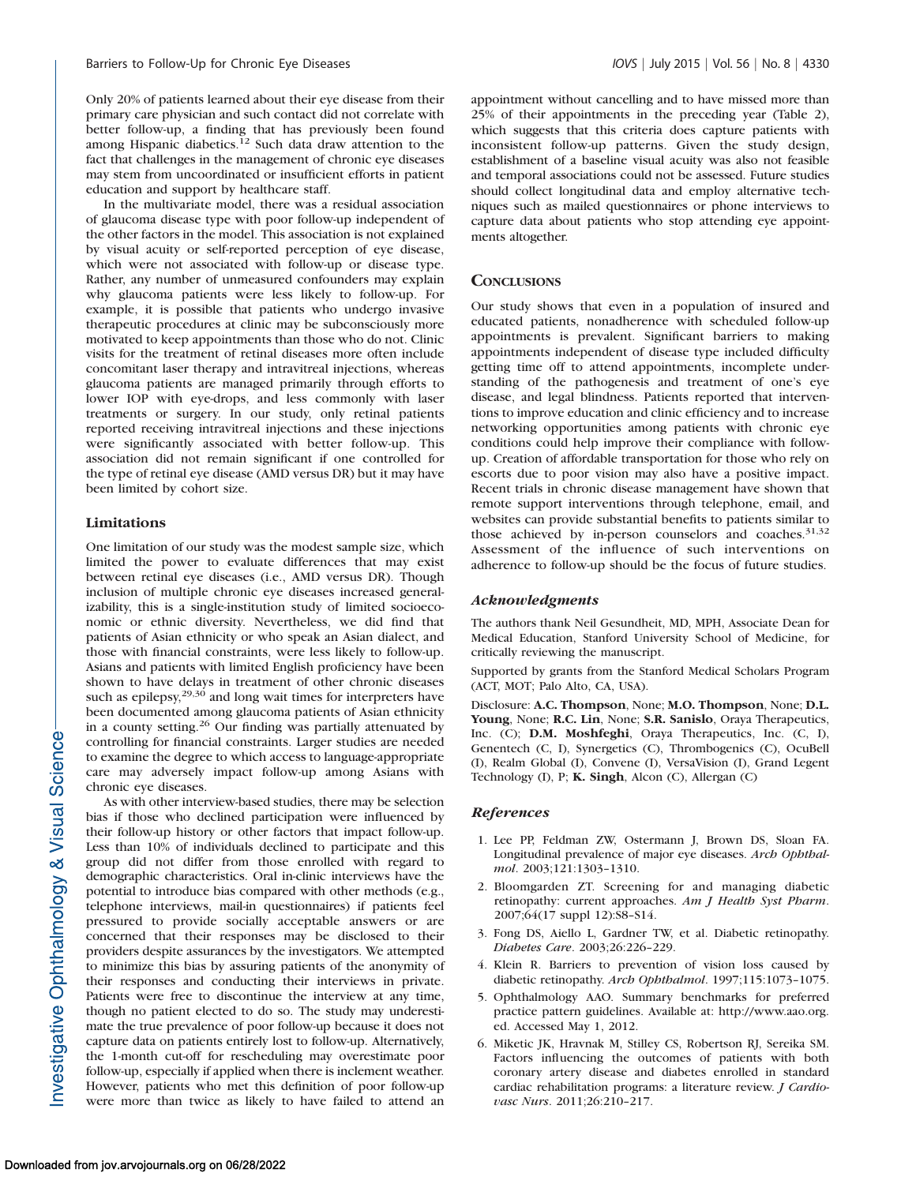Only 20% of patients learned about their eye disease from their primary care physician and such contact did not correlate with better follow-up, a finding that has previously been found among Hispanic diabetics.[12] Such data draw attention to the fact that challenges in the management of chronic eye diseases may stem from uncoordinated or insufficient efforts in patient education and support by healthcare staff.

In the multivariate model, there was a residual association of glaucoma disease type with poor follow-up independent of the other factors in the model. This association is not explained by visual acuity or self-reported perception of eye disease, which were not associated with follow-up or disease type. Rather, any number of unmeasured confounders may explain why glaucoma patients were less likely to follow-up. For example, it is possible that patients who undergo invasive therapeutic procedures at clinic may be subconsciously more motivated to keep appointments than those who do not. Clinic visits for the treatment of retinal diseases more often include concomitant laser therapy and intravitreal injections, whereas glaucoma patients are managed primarily through efforts to lower IOP with eye-drops, and less commonly with laser treatments or surgery. In our study, only retinal patients reported receiving intravitreal injections and these injections were significantly associated with better follow-up. This association did not remain significant if one controlled for the type of retinal eye disease (AMD versus DR) but it may have been limited by cohort size.

### Limitations

One limitation of our study was the modest sample size, which limited the power to evaluate differences that may exist between retinal eye diseases (i.e., AMD versus DR). Though inclusion of multiple chronic eye diseases increased generalizability, this is a single-institution study of limited socioeconomic or ethnic diversity. Nevertheless, we did find that patients of Asian ethnicity or who speak an Asian dialect, and those with financial constraints, were less likely to follow-up. Asians and patients with limited English proficiency have been shown to have delays in treatment of other chronic diseases such as epilepsy,[29,30] and long wait times for interpreters have been documented among glaucoma patients of Asian ethnicity in a county setting.[26] Our finding was partially attenuated by controlling for financial constraints. Larger studies are needed to examine the degree to which access to language-appropriate care may adversely impact follow-up among Asians with chronic eye diseases.

As with other interview-based studies, there may be selection bias if those who declined participation were influenced by their follow-up history or other factors that impact follow-up. Less than 10% of individuals declined to participate and this group did not differ from those enrolled with regard to demographic characteristics. Oral in-clinic interviews have the potential to introduce bias compared with other methods (e.g., telephone interviews, mail-in questionnaires) if patients feel pressured to provide socially acceptable answers or are concerned that their responses may be disclosed to their providers despite assurances by the investigators. We attempted to minimize this bias by assuring patients of the anonymity of their responses and conducting their interviews in private. Patients were free to discontinue the interview at any time, though no patient elected to do so. The study may underestimate the true prevalence of poor follow-up because it does not capture data on patients entirely lost to follow-up. Alternatively, the 1-month cut-off for rescheduling may overestimate poor follow-up, especially if applied when there is inclement weather. However, patients who met this definition of poor follow-up were more than twice as likely to have failed to attend an appointment without cancelling and to have missed more than 25% of their appointments in the preceding year (Table 2), which suggests that this criteria does capture patients with inconsistent follow-up patterns. Given the study design, establishment of a baseline visual acuity was also not feasible and temporal associations could not be assessed. Future studies should collect longitudinal data and employ alternative techniques such as mailed questionnaires or phone interviews to capture data about patients who stop attending eye appointments altogether.

## Conclusions

Our study shows that even in a population of insured and educated patients, nonadherence with scheduled follow-up appointments is prevalent. Significant barriers to making appointments independent of disease type included difficulty getting time off to attend appointments, incomplete understanding of the pathogenesis and treatment of one's eye disease, and legal blindness. Patients reported that interventions to improve education and clinic efficiency and to increase networking opportunities among patients with chronic eye conditions could help improve their compliance with follow-up. Creation of affordable transportation for those who rely on escorts due to poor vision may also have a positive impact. Recent trials in chronic disease management have shown that remote support interventions through telephone, email, and websites can provide substantial benefits to patients similar to those achieved by in-person counselors and coaches.[31,32] Assessment of the influence of such interventions on adherence to follow-up should be the focus of future studies.

### *Acknowledgments*

The authors thank Neil Gesundheit, MD, MPH, Associate Dean for Medical Education, Stanford University School of Medicine, for critically reviewing the manuscript.

Supported by grants from the Stanford Medical Scholars Program (ACT, MOT; Palo Alto, CA, USA).

Disclosure: **A.C. Thompson**, None; **M.O. Thompson**, None; **D.L. Young**, None; **R.C. Lin**, None; **S.R. Sanislo**, Oraya Therapeutics, Inc. (C); **D.M. Moshfeghi**, Oraya Therapeutics, Inc. (C, I), Genentech (C, I), Synergetics (C), Thrombogenics (C), OcuBell (I), Realm Global (I), Convene (I), VersaVision (I), Grand Legent Technology (I), P; **K. Singh**, Alcon (C), Allergan (C)

### *References*

1. Lee PP, Feldman ZW, Ostermann J, Brown DS, Sloan FA. Longitudinal prevalence of major eye diseases. *Arch Ophthalmol*. 2003;121:1303–1310.
2. Bloomgarden ZT. Screening for and managing diabetic retinopathy: current approaches. *Am J Health Syst Pharm*. 2007;64(17 suppl 12):S8–S14.
3. Fong DS, Aiello L, Gardner TW, et al. Diabetic retinopathy. *Diabetes Care*. 2003;26:226–229.
4. Klein R. Barriers to prevention of vision loss caused by diabetic retinopathy. *Arch Ophthalmol*. 1997;115:1073–1075.
5. Ophthalmology AAO. Summary benchmarks for preferred practice pattern guidelines. Available at: http://www.aao.org.ed. Accessed May 1, 2012.
6. Miketic JK, Hravnak M, Stilley CS, Robertson RJ, Sereika SM. Factors influencing the outcomes of patients with both coronary artery disease and diabetes enrolled in standard cardiac rehabilitation programs: a literature review. *J Cardiovasc Nurs*. 2011;26:210–217.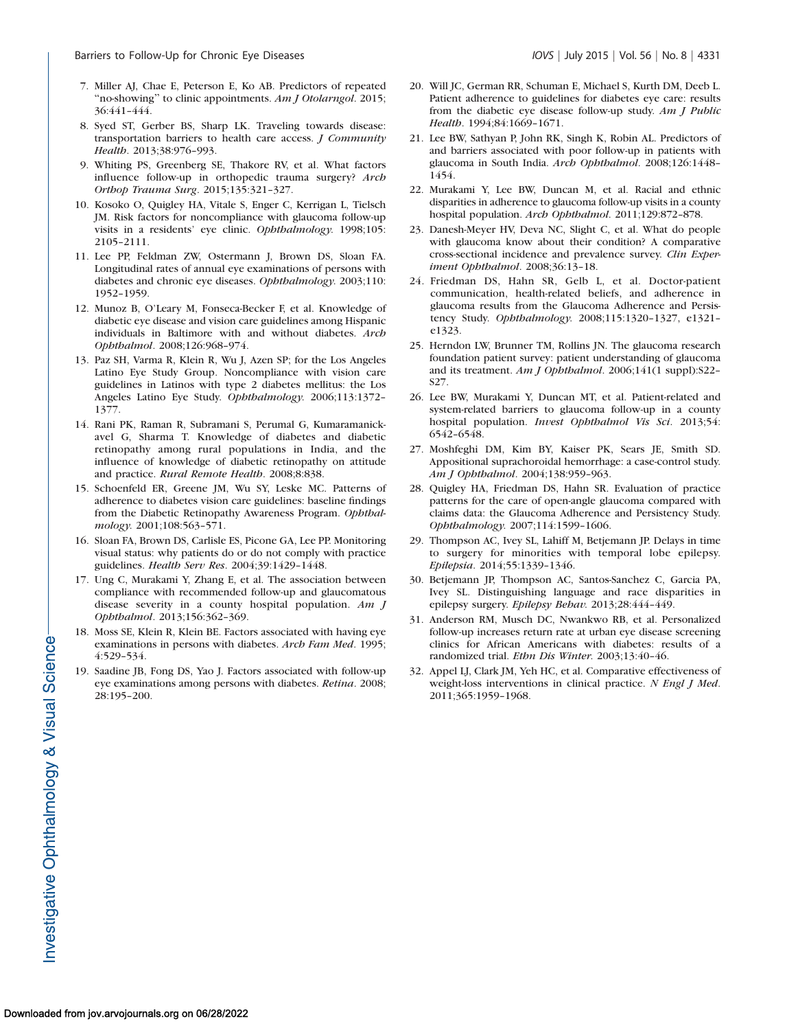7. Miller AJ, Chae E, Peterson E, Ko AB. Predictors of repeated "no-showing" to clinic appointments. *Am J Otolarngol*. 2015; 36:441–444.
8. Syed ST, Gerber BS, Sharp LK. Traveling towards disease: transportation barriers to health care access. *J Community Health*. 2013;38:976–993.
9. Whiting PS, Greenberg SE, Thakore RV, et al. What factors influence follow-up in orthopedic trauma surgery? *Arch Orthop Trauma Surg*. 2015;135:321–327.
10. Kosoko O, Quigley HA, Vitale S, Enger C, Kerrigan L, Tielsch JM. Risk factors for noncompliance with glaucoma follow-up visits in a residents' eye clinic. *Ophthalmology*. 1998;105: 2105–2111.
11. Lee PP, Feldman ZW, Ostermann J, Brown DS, Sloan FA. Longitudinal rates of annual eye examinations of persons with diabetes and chronic eye diseases. *Ophthalmology*. 2003;110: 1952–1959.
12. Munoz B, O'Leary M, Fonseca-Becker F, et al. Knowledge of diabetic eye disease and vision care guidelines among Hispanic individuals in Baltimore with and without diabetes. *Arch Ophthalmol*. 2008;126:968–974.
13. Paz SH, Varma R, Klein R, Wu J, Azen SP; for the Los Angeles Latino Eye Study Group. Noncompliance with vision care guidelines in Latinos with type 2 diabetes mellitus: the Los Angeles Latino Eye Study. *Ophthalmology*. 2006;113:1372–1377.
14. Rani PK, Raman R, Subramani S, Perumal G, Kumaramanickavel G, Sharma T. Knowledge of diabetes and diabetic retinopathy among rural populations in India, and the influence of knowledge of diabetic retinopathy on attitude and practice. *Rural Remote Health*. 2008;8:838.
15. Schoenfeld ER, Greene JM, Wu SY, Leske MC. Patterns of adherence to diabetes vision care guidelines: baseline findings from the Diabetic Retinopathy Awareness Program. *Ophthalmology*. 2001;108:563–571.
16. Sloan FA, Brown DS, Carlisle ES, Picone GA, Lee PP. Monitoring visual status: why patients do or do not comply with practice guidelines. *Health Serv Res*. 2004;39:1429–1448.
17. Ung C, Murakami Y, Zhang E, et al. The association between compliance with recommended follow-up and glaucomatous disease severity in a county hospital population. *Am J Ophthalmol*. 2013;156:362–369.
18. Moss SE, Klein R, Klein BE. Factors associated with having eye examinations in persons with diabetes. *Arch Fam Med*. 1995; 4:529–534.
19. Saadine JB, Fong DS, Yao J. Factors associated with follow-up eye examinations among persons with diabetes. *Retina*. 2008; 28:195–200.
20. Will JC, German RR, Schuman E, Michael S, Kurth DM, Deeb L. Patient adherence to guidelines for diabetes eye care: results from the diabetic eye disease follow-up study. *Am J Public Health*. 1994;84:1669–1671.
21. Lee BW, Sathyan P, John RK, Singh K, Robin AL. Predictors of and barriers associated with poor follow-up in patients with glaucoma in South India. *Arch Ophthalmol*. 2008;126:1448–1454.
22. Murakami Y, Lee BW, Duncan M, et al. Racial and ethnic disparities in adherence to glaucoma follow-up visits in a county hospital population. *Arch Ophthalmol*. 2011;129:872–878.
23. Danesh-Meyer HV, Deva NC, Slight C, et al. What do people with glaucoma know about their condition? A comparative cross-sectional incidence and prevalence survey. *Clin Experiment Ophthalmol*. 2008;36:13–18.
24. Friedman DS, Hahn SR, Gelb L, et al. Doctor-patient communication, health-related beliefs, and adherence in glaucoma results from the Glaucoma Adherence and Persistency Study. *Ophthalmology*. 2008;115:1320–1327, e1321–e1323.
25. Herndon LW, Brunner TM, Rollins JN. The glaucoma research foundation patient survey: patient understanding of glaucoma and its treatment. *Am J Ophthalmol*. 2006;141(1 suppl):S22–S27.
26. Lee BW, Murakami Y, Duncan MT, et al. Patient-related and system-related barriers to glaucoma follow-up in a county hospital population. *Invest Ophthalmol Vis Sci*. 2013;54: 6542–6548.
27. Moshfeghi DM, Kim BY, Kaiser PK, Sears JE, Smith SD. Appositional suprachoroidal hemorrhage: a case-control study. *Am J Ophthalmol*. 2004;138:959–963.
28. Quigley HA, Friedman DS, Hahn SR. Evaluation of practice patterns for the care of open-angle glaucoma compared with claims data: the Glaucoma Adherence and Persistency Study. *Ophthalmology*. 2007;114:1599–1606.
29. Thompson AC, Ivey SL, Lahiff M, Betjemann JP. Delays in time to surgery for minorities with temporal lobe epilepsy. *Epilepsia*. 2014;55:1339–1346.
30. Betjemann JP, Thompson AC, Santos-Sanchez C, Garcia PA, Ivey SL. Distinguishing language and race disparities in epilepsy surgery. *Epilepsy Behav*. 2013;28:444–449.
31. Anderson RM, Musch DC, Nwankwo RB, et al. Personalized follow-up increases return rate at urban eye disease screening clinics for African Americans with diabetes: results of a randomized trial. *Ethn Dis Winter*. 2003;13:40–46.
32. Appel LJ, Clark JM, Yeh HC, et al. Comparative effectiveness of weight-loss interventions in clinical practice. *N Engl J Med*. 2011;365:1959–1968.